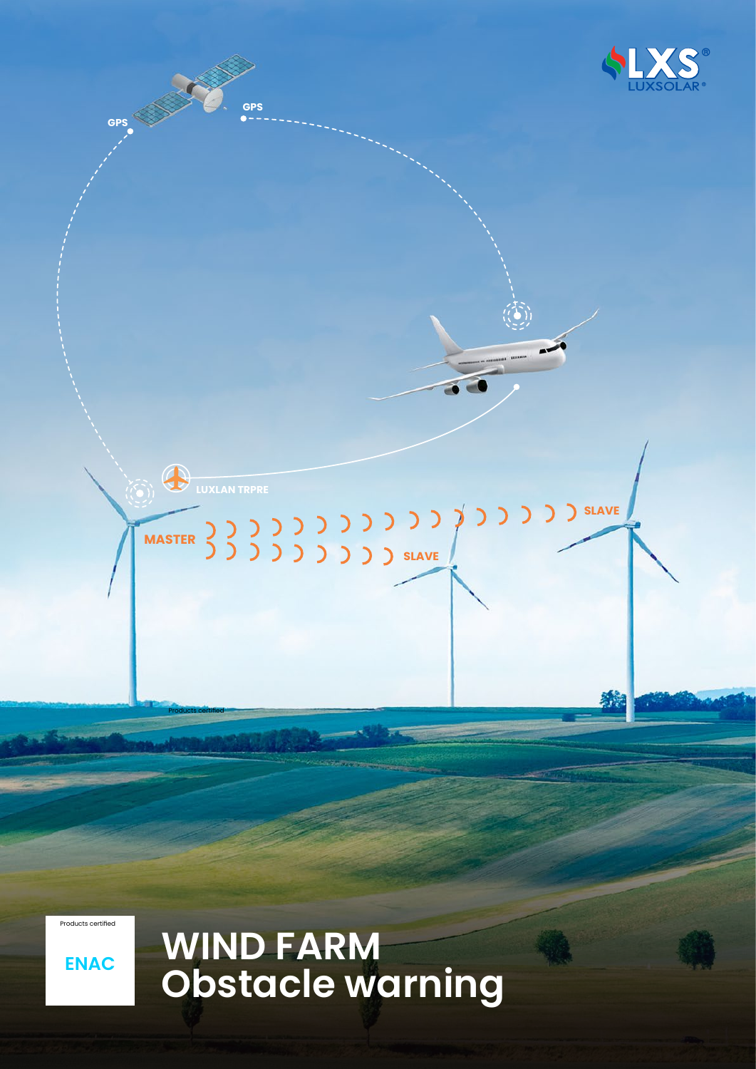LXS®
LUXSOLAR®

GPS

GPS

LUXLAN TRPRE

MASTER

SLAVE

SLAVE

Products certified

Products certified

ENAC

# WIND FARM
# Obstacle warning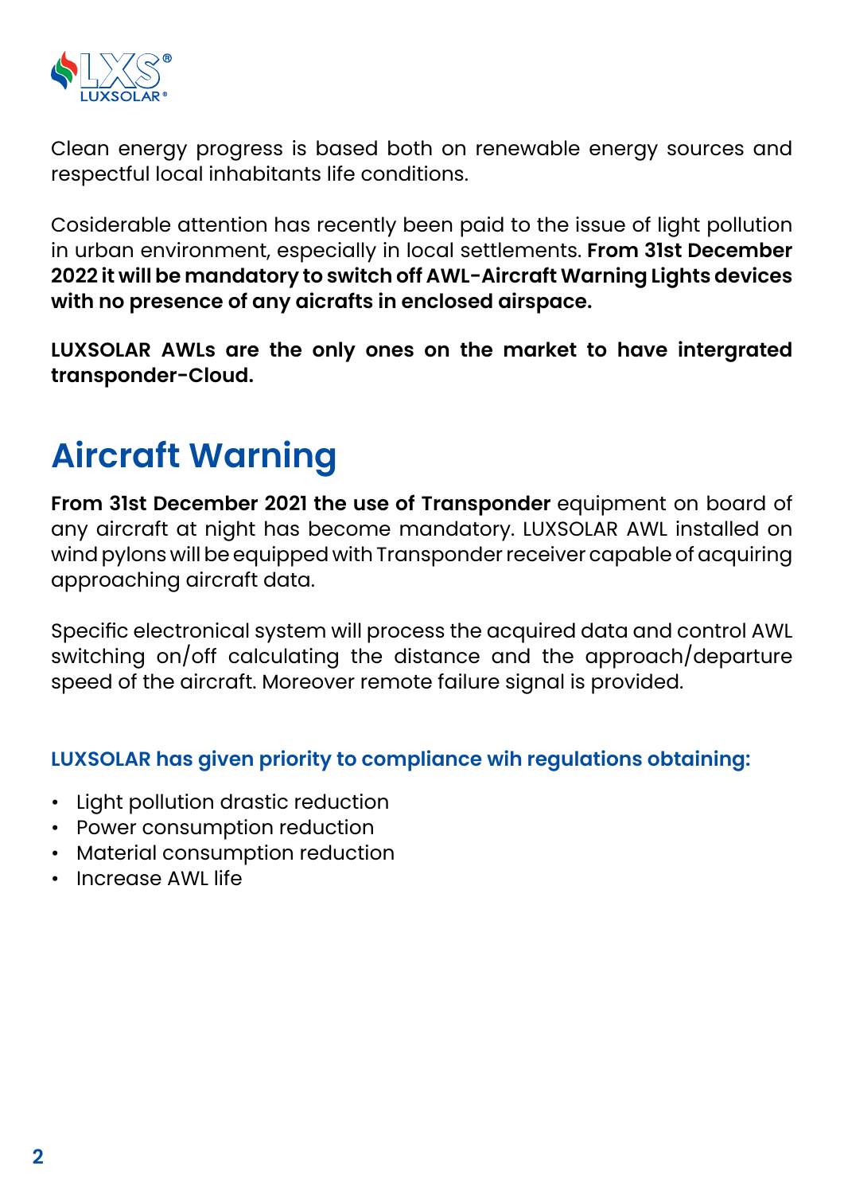Clean energy progress is based both on renewable energy sources and respectful local inhabitants life conditions.

Cosiderable attention has recently been paid to the issue of light pollution in urban environment, especially in local settlements. **From 31st December 2022 it will be mandatory to switch off AWL-Aircraft Warning Lights devices with no presence of any aicrafts in enclosed airspace.**

**LUXSOLAR AWLs are the only ones on the market to have intergrated transponder-Cloud.**

# Aircraft Warning

**From 31st December 2021 the use of Transponder** equipment on board of any aircraft at night has become mandatory. LUXSOLAR AWL installed on wind pylons will be equipped with Transponder receiver capable of acquiring approaching aircraft data.

Specific electronical system will process the acquired data and control AWL switching on/off calculating the distance and the approach/departure speed of the aircraft. Moreover remote failure signal is provided.

**LUXSOLAR has given priority to compliance wih regulations obtaining:**

- Light pollution drastic reduction
- Power consumption reduction
- Material consumption reduction
- Increase AWL life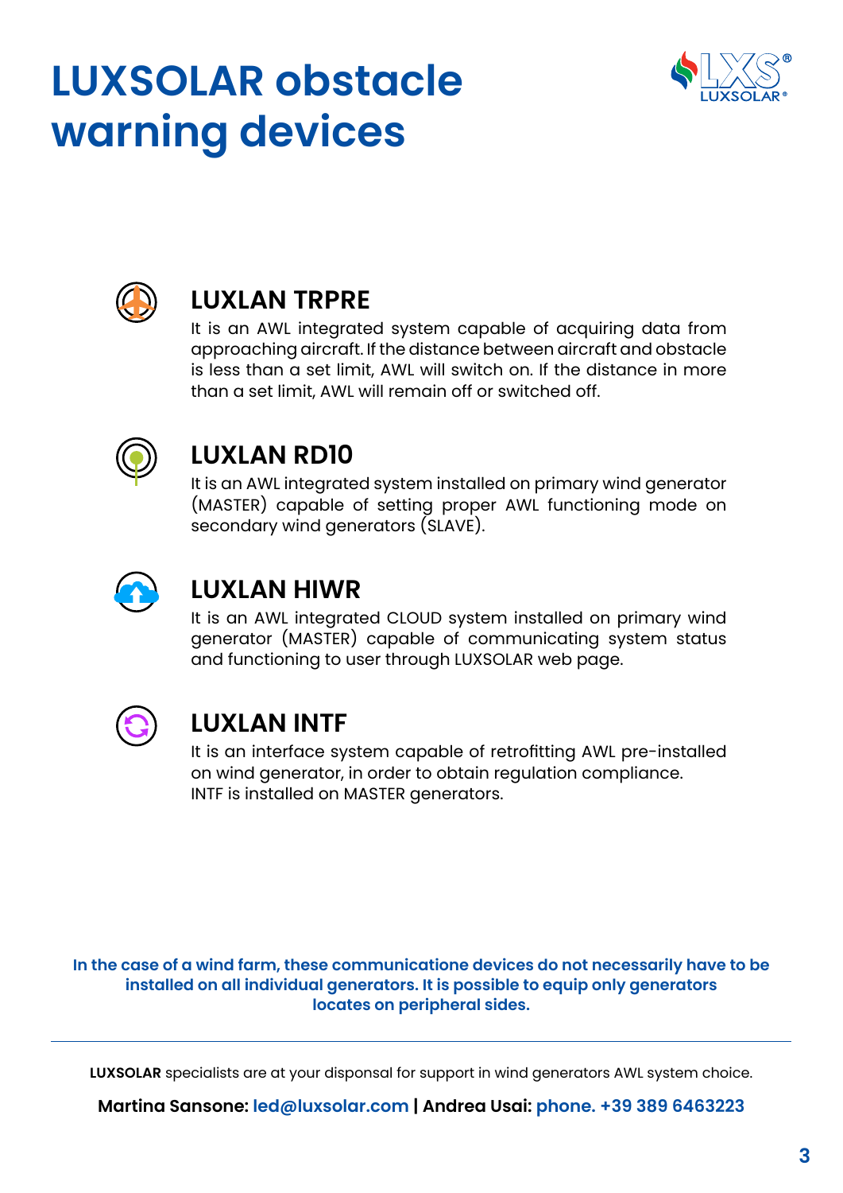# LUXSOLAR obstacle warning devices

## LUXLAN TRPRE

It is an AWL integrated system capable of acquiring data from approaching aircraft. If the distance between aircraft and obstacle is less than a set limit, AWL will switch on. If the distance in more than a set limit, AWL will remain off or switched off.

## LUXLAN RD10

It is an AWL integrated system installed on primary wind generator (MASTER) capable of setting proper AWL functioning mode on secondary wind generators (SLAVE).

## LUXLAN HIWR

It is an AWL integrated CLOUD system installed on primary wind generator (MASTER) capable of communicating system status and functioning to user through LUXSOLAR web page.

## LUXLAN INTF

It is an interface system capable of retrofitting AWL pre-installed on wind generator, in order to obtain regulation compliance.
INTF is installed on MASTER generators.

**In the case of a wind farm, these communicatione devices do not necessarily have to be installed on all individual generators. It is possible to equip only generators locates on peripheral sides.**

---

**LUXSOLAR** specialists are at your disponsal for support in wind generators AWL system choice.

**Martina Sansone:** led@luxsolar.com **| Andrea Usai:** phone. +39 389 6463223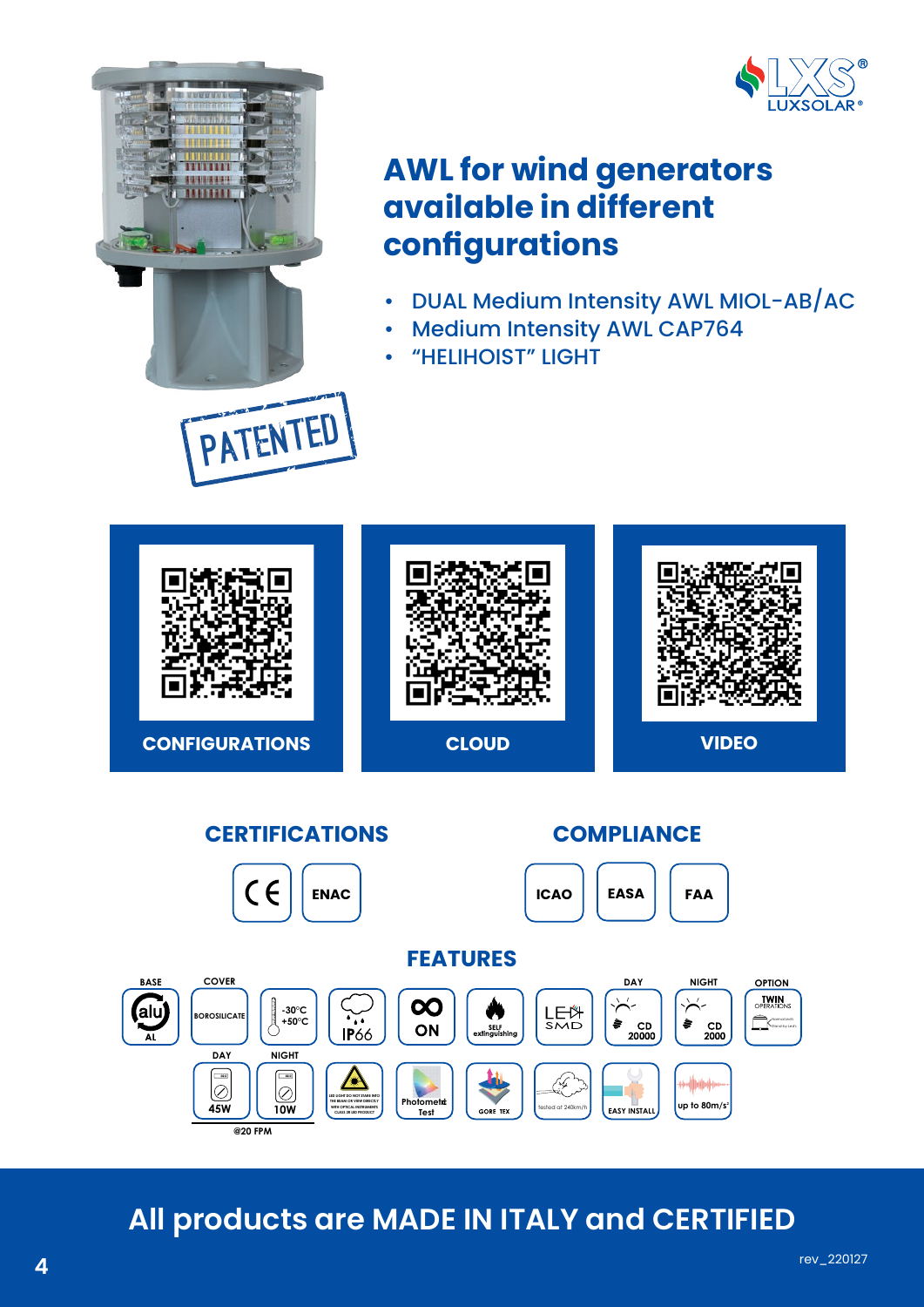LXS® LUXSOLAR®

# AWL for wind generators available in different configurations

- DUAL Medium Intensity AWL MIOL-AB/AC
- Medium Intensity AWL CAP764
- "HELIHOIST" LIGHT

PATENTED

CONFIGURATIONS

CLOUD

VIDEO

## CERTIFICATIONS

CE

ENAC

## COMPLIANCE

ICAO

EASA

FAA

## FEATURES

BASE: alu AL

COVER: BOROSILICATE

-30°C +50°C

IP66

ON

SELF extinguishing

LED SMD

DAY: CD 20000

NIGHT: CD 2000

OPTION: TWIN OPERATIONS

DAY: 45W

NIGHT: 10W

@20 FPM

Photometric Test

GORE TEX

tested at 240km/h

EASY INSTALL

up to 80m/s²

All products are MADE IN ITALY and CERTIFIED

rev_220127